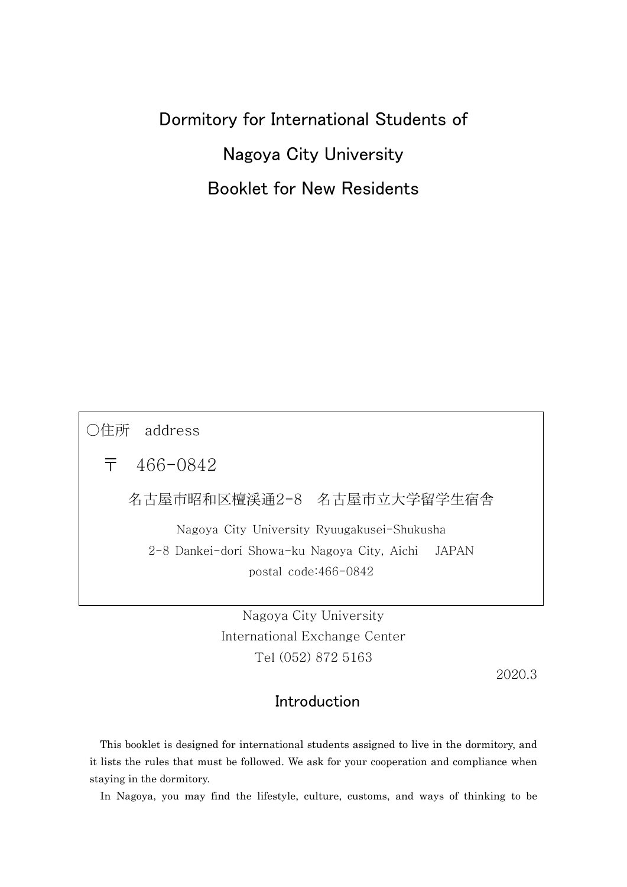# Dormitory for International Students of Nagoya City University Booklet for New Residents

○住所　address

〒　466-0842

名古屋市昭和区檀渓通2-8　名古屋市立大学留学生宿舎

Nagoya City University Ryuugakusei-Shukusha
2-8 Dankei-dori Showa-ku Nagoya City, Aichi　JAPAN
postal code:466-0842

Nagoya City University
International Exchange Center
Tel (052) 872 5163

2020.3

## Introduction

This booklet is designed for international students assigned to live in the dormitory, and it lists the rules that must be followed. We ask for your cooperation and compliance when staying in the dormitory.

In Nagoya, you may find the lifestyle, culture, customs, and ways of thinking to be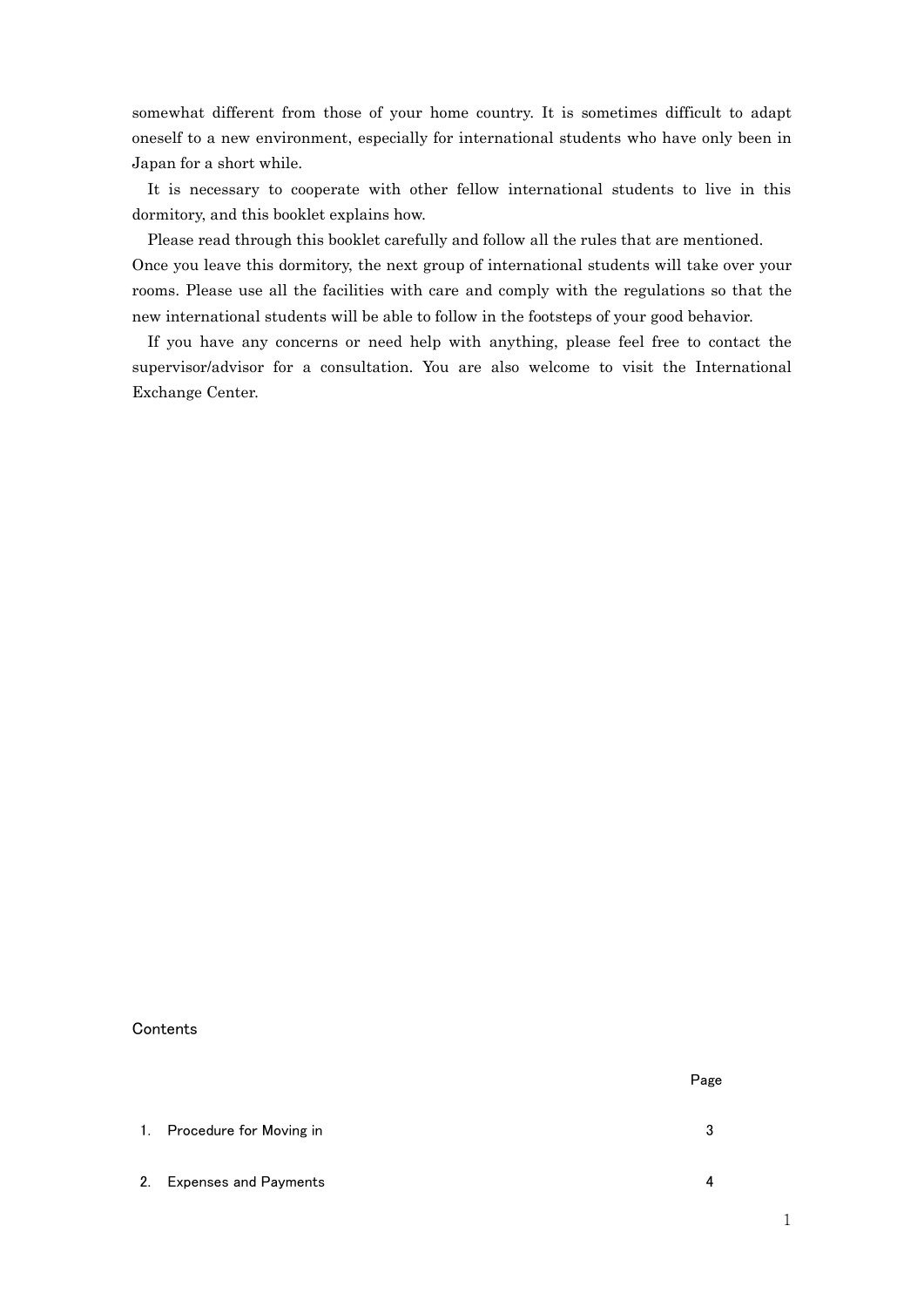somewhat different from those of your home country. It is sometimes difficult to adapt oneself to a new environment, especially for international students who have only been in Japan for a short while.

It is necessary to cooperate with other fellow international students to live in this dormitory, and this booklet explains how.

Please read through this booklet carefully and follow all the rules that are mentioned. Once you leave this dormitory, the next group of international students will take over your rooms. Please use all the facilities with care and comply with the regulations so that the new international students will be able to follow in the footsteps of your good behavior.

If you have any concerns or need help with anything, please feel free to contact the supervisor/advisor for a consultation. You are also welcome to visit the International Exchange Center.

Contents

| | Page |
|---|---|
| 1. Procedure for Moving in | 3 |
| 2. Expenses and Payments | 4 |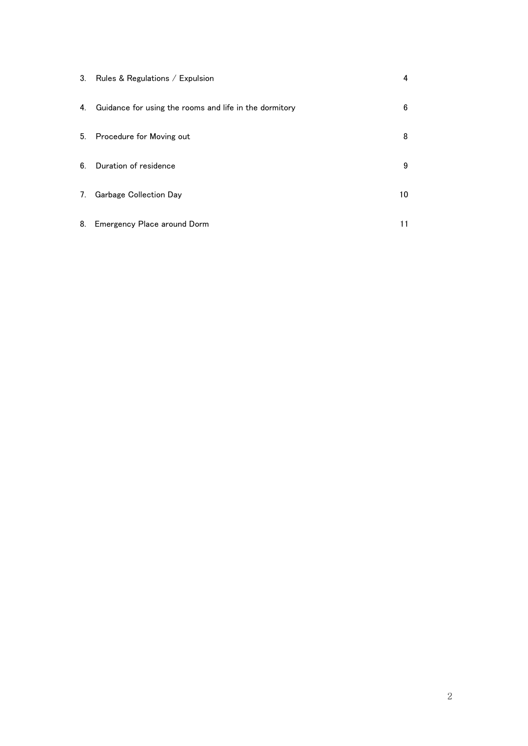| | | |
|---|---|---|
| 3. | Rules & Regulations / Expulsion | 4 |
| 4. | Guidance for using the rooms and life in the dormitory | 6 |
| 5. | Procedure for Moving out | 8 |
| 6. | Duration of residence | 9 |
| 7. | Garbage Collection Day | 10 |
| 8. | Emergency Place around Dorm | 11 |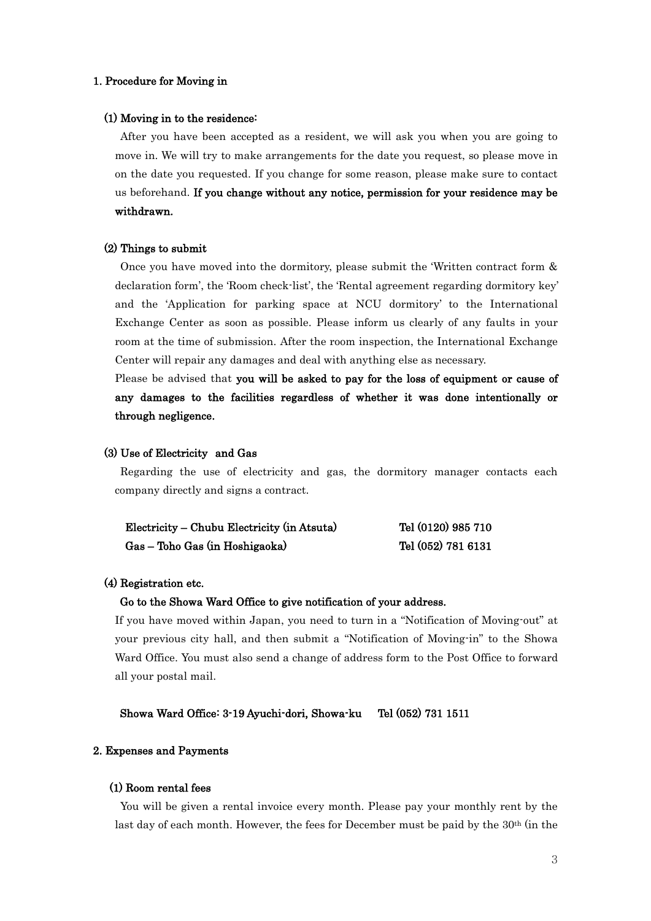## 1. Procedure for Moving in

### (1) Moving in to the residence:

After you have been accepted as a resident, we will ask you when you are going to move in. We will try to make arrangements for the date you request, so please move in on the date you requested. If you change for some reason, please make sure to contact us beforehand. **If you change without any notice, permission for your residence may be withdrawn.**

### (2) Things to submit

Once you have moved into the dormitory, please submit the 'Written contract form & declaration form', the 'Room check-list', the 'Rental agreement regarding dormitory key' and the 'Application for parking space at NCU dormitory' to the International Exchange Center as soon as possible. Please inform us clearly of any faults in your room at the time of submission. After the room inspection, the International Exchange Center will repair any damages and deal with anything else as necessary.

Please be advised that **you will be asked to pay for the loss of equipment or cause of any damages to the facilities regardless of whether it was done intentionally or through negligence.**

### (3) Use of Electricity and Gas

Regarding the use of electricity and gas, the dormitory manager contacts each company directly and signs a contract.

| | |
|---|---|
| **Electricity – Chubu Electricity (in Atsuta)** | **Tel (0120) 985 710** |
| **Gas – Toho Gas (in Hoshigaoka)** | **Tel (052) 781 6131** |

### (4) Registration etc.

**Go to the Showa Ward Office to give notification of your address.**

If you have moved within Japan, you need to turn in a "Notification of Moving-out" at your previous city hall, and then submit a "Notification of Moving-in" to the Showa Ward Office. You must also send a change of address form to the Post Office to forward all your postal mail.

**Showa Ward Office: 3-19 Ayuchi-dori, Showa-ku Tel (052) 731 1511**

## 2. Expenses and Payments

### (1) Room rental fees

You will be given a rental invoice every month. Please pay your monthly rent by the last day of each month. However, the fees for December must be paid by the 30th (in the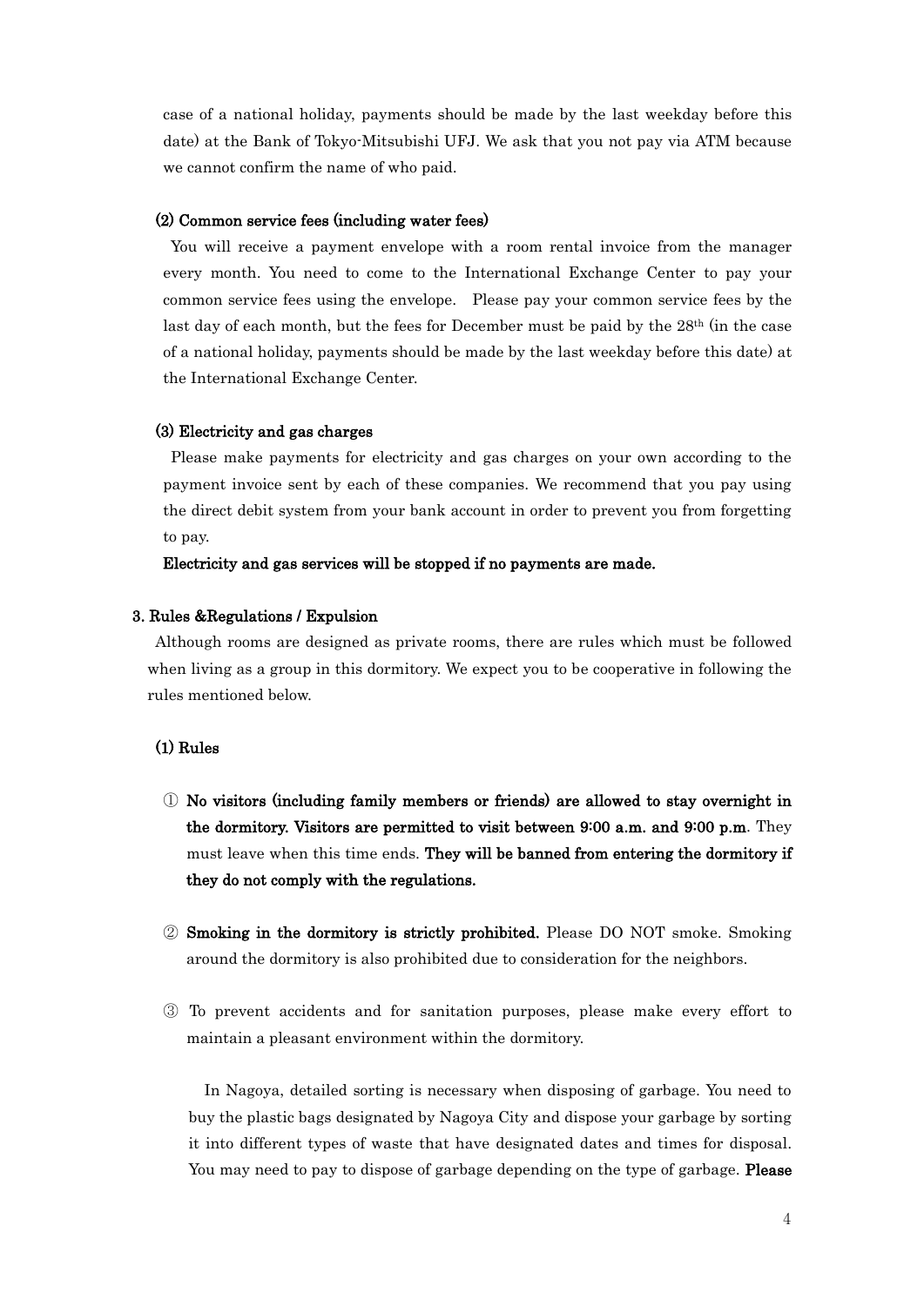case of a national holiday, payments should be made by the last weekday before this date) at the Bank of Tokyo-Mitsubishi UFJ. We ask that you not pay via ATM because we cannot confirm the name of who paid.

### (2) Common service fees (including water fees)

You will receive a payment envelope with a room rental invoice from the manager every month. You need to come to the International Exchange Center to pay your common service fees using the envelope. Please pay your common service fees by the last day of each month, but the fees for December must be paid by the 28th (in the case of a national holiday, payments should be made by the last weekday before this date) at the International Exchange Center.

### (3) Electricity and gas charges

Please make payments for electricity and gas charges on your own according to the payment invoice sent by each of these companies. We recommend that you pay using the direct debit system from your bank account in order to prevent you from forgetting to pay.

**Electricity and gas services will be stopped if no payments are made.**

## 3. Rules &Regulations / Expulsion

Although rooms are designed as private rooms, there are rules which must be followed when living as a group in this dormitory. We expect you to be cooperative in following the rules mentioned below.

### (1) Rules

① **No visitors (including family members or friends) are allowed to stay overnight in the dormitory. Visitors are permitted to visit between 9:00 a.m. and 9:00 p.m**. They must leave when this time ends. **They will be banned from entering the dormitory if they do not comply with the regulations.**

② **Smoking in the dormitory is strictly prohibited.** Please DO NOT smoke. Smoking around the dormitory is also prohibited due to consideration for the neighbors.

③ To prevent accidents and for sanitation purposes, please make every effort to maintain a pleasant environment within the dormitory.

In Nagoya, detailed sorting is necessary when disposing of garbage. You need to buy the plastic bags designated by Nagoya City and dispose your garbage by sorting it into different types of waste that have designated dates and times for disposal. You may need to pay to dispose of garbage depending on the type of garbage. **Please**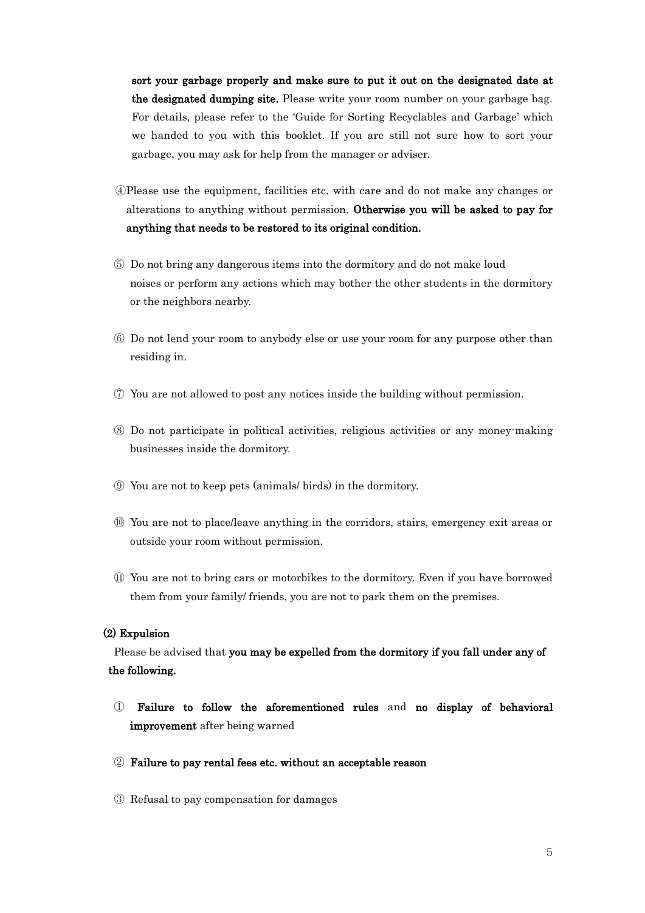**sort your garbage properly and make sure to put it out on the designated date at the designated dumping site.** Please write your room number on your garbage bag. For details, please refer to the 'Guide for Sorting Recyclables and Garbage' which we handed to you with this booklet. If you are still not sure how to sort your garbage, you may ask for help from the manager or adviser.

④Please use the equipment, facilities etc. with care and do not make any changes or alterations to anything without permission. **Otherwise you will be asked to pay for anything that needs to be restored to its original condition.**

⑤ Do not bring any dangerous items into the dormitory and do not make loud noises or perform any actions which may bother the other students in the dormitory or the neighbors nearby.

⑥ Do not lend your room to anybody else or use your room for any purpose other than residing in.

⑦ You are not allowed to post any notices inside the building without permission.

⑧ Do not participate in political activities, religious activities or any money-making businesses inside the dormitory.

⑨ You are not to keep pets (animals/ birds) in the dormitory.

⑩ You are not to place/leave anything in the corridors, stairs, emergency exit areas or outside your room without permission.

⑪ You are not to bring cars or motorbikes to the dormitory. Even if you have borrowed them from your family/ friends, you are not to park them on the premises.

**(2) Expulsion**

Please be advised that **you may be expelled from the dormitory if you fall under any of the following.**

① **Failure to follow the aforementioned rules** and **no display of behavioral improvement** after being warned

② **Failure to pay rental fees etc. without an acceptable reason**

③ Refusal to pay compensation for damages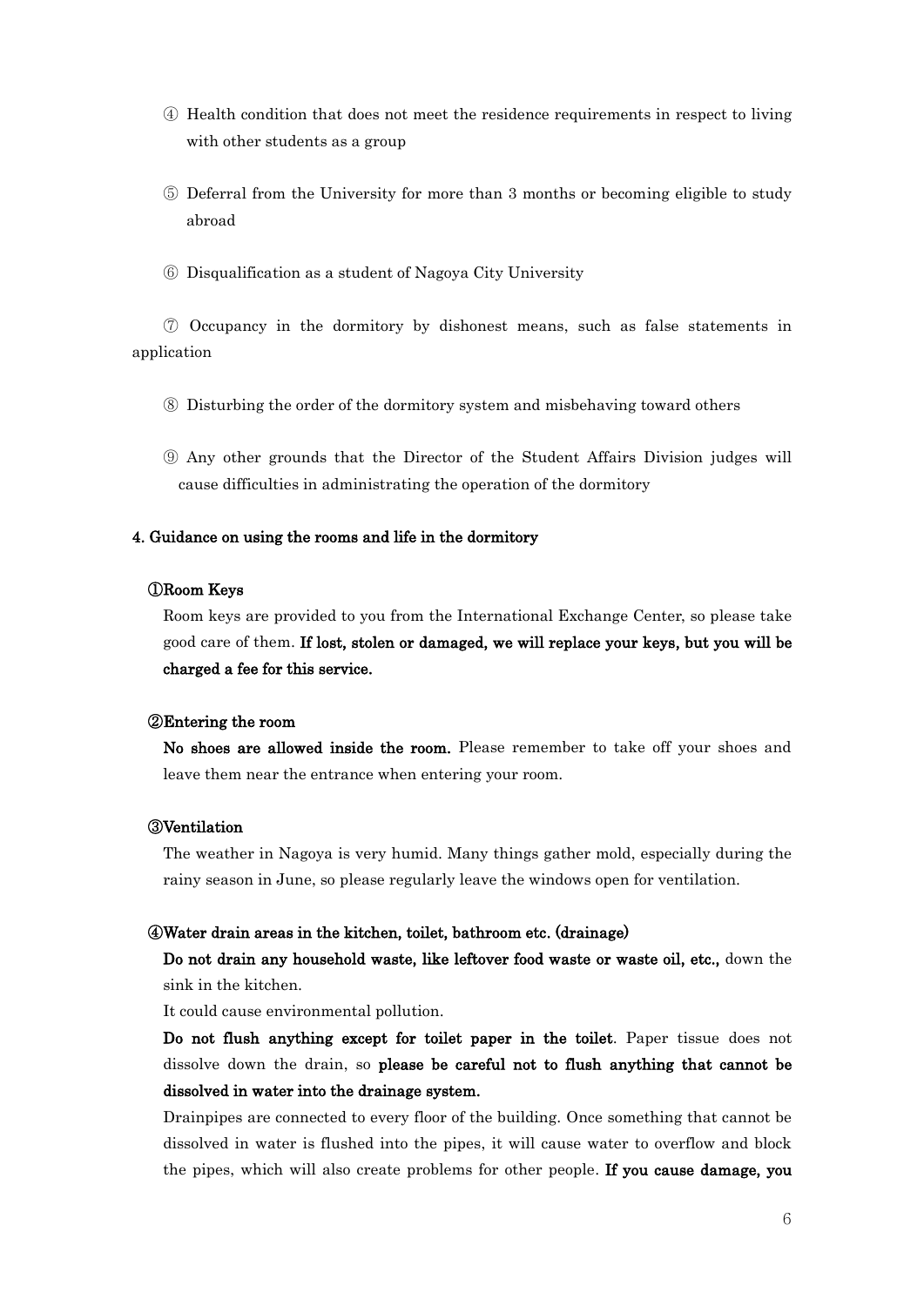④ Health condition that does not meet the residence requirements in respect to living with other students as a group

⑤ Deferral from the University for more than 3 months or becoming eligible to study abroad

⑥ Disqualification as a student of Nagoya City University

⑦ Occupancy in the dormitory by dishonest means, such as false statements in application

⑧ Disturbing the order of the dormitory system and misbehaving toward others

⑨ Any other grounds that the Director of the Student Affairs Division judges will cause difficulties in administrating the operation of the dormitory

### 4. Guidance on using the rooms and life in the dormitory

**①Room Keys**

Room keys are provided to you from the International Exchange Center, so please take good care of them. **If lost, stolen or damaged, we will replace your keys, but you will be charged a fee for this service.**

**②Entering the room**

**No shoes are allowed inside the room.** Please remember to take off your shoes and leave them near the entrance when entering your room.

**③Ventilation**

The weather in Nagoya is very humid. Many things gather mold, especially during the rainy season in June, so please regularly leave the windows open for ventilation.

**④Water drain areas in the kitchen, toilet, bathroom etc. (drainage)**

**Do not drain any household waste, like leftover food waste or waste oil, etc.,** down the sink in the kitchen.

It could cause environmental pollution.

**Do not flush anything except for toilet paper in the toilet**. Paper tissue does not dissolve down the drain, so **please be careful not to flush anything that cannot be dissolved in water into the drainage system.**

Drainpipes are connected to every floor of the building. Once something that cannot be dissolved in water is flushed into the pipes, it will cause water to overflow and block the pipes, which will also create problems for other people. **If you cause damage, you**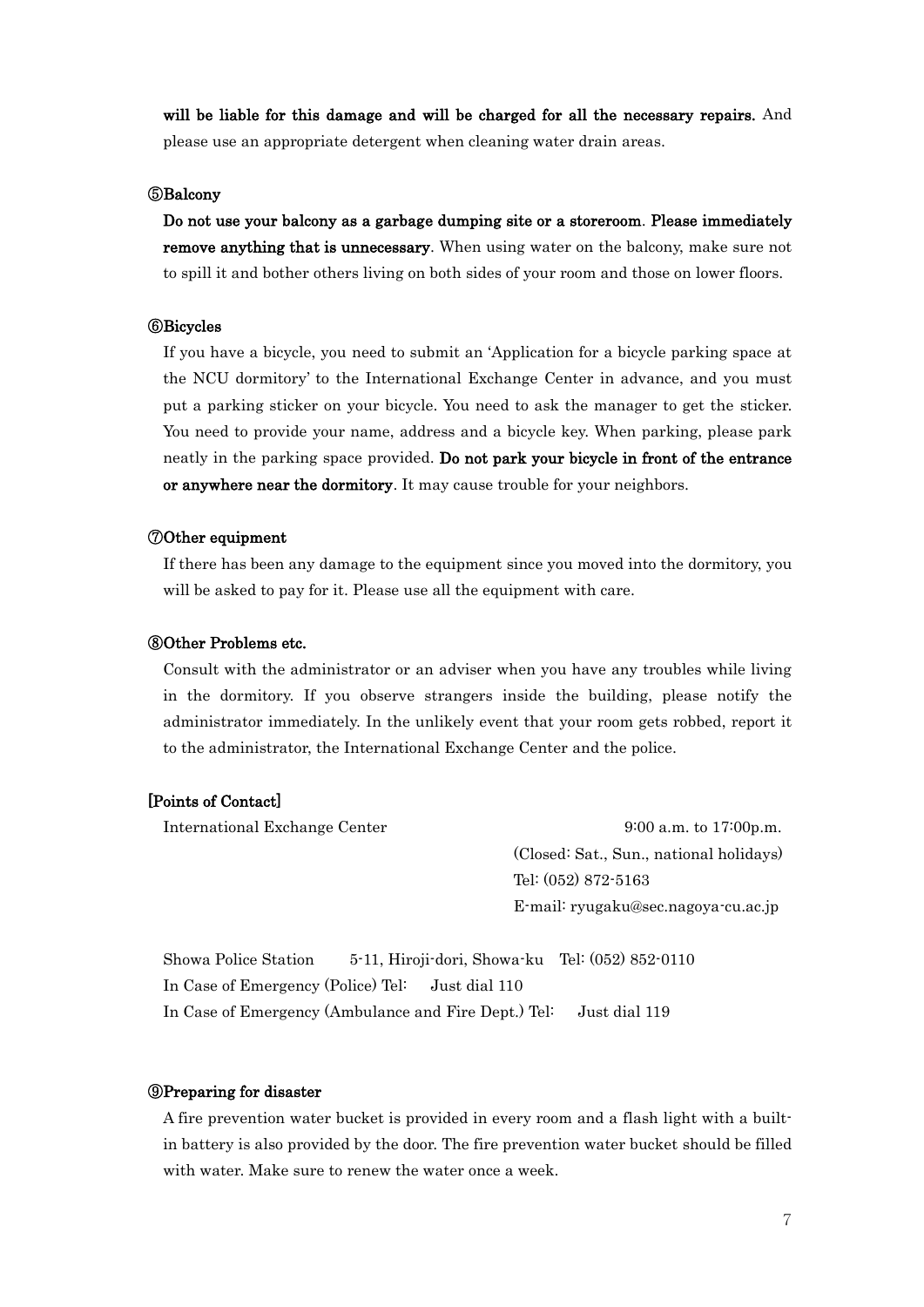**will be liable for this damage and will be charged for all the necessary repairs.** And please use an appropriate detergent when cleaning water drain areas.

### ⑤Balcony

**Do not use your balcony as a garbage dumping site or a storeroom**. **Please immediately remove anything that is unnecessary**. When using water on the balcony, make sure not to spill it and bother others living on both sides of your room and those on lower floors.

### ⑥Bicycles

If you have a bicycle, you need to submit an 'Application for a bicycle parking space at the NCU dormitory' to the International Exchange Center in advance, and you must put a parking sticker on your bicycle. You need to ask the manager to get the sticker. You need to provide your name, address and a bicycle key. When parking, please park neatly in the parking space provided. **Do not park your bicycle in front of the entrance or anywhere near the dormitory**. It may cause trouble for your neighbors.

### ⑦Other equipment

If there has been any damage to the equipment since you moved into the dormitory, you will be asked to pay for it. Please use all the equipment with care.

### ⑧Other Problems etc.

Consult with the administrator or an adviser when you have any troubles while living in the dormitory. If you observe strangers inside the building, please notify the administrator immediately. In the unlikely event that your room gets robbed, report it to the administrator, the International Exchange Center and the police.

### [Points of Contact]

International Exchange Center 9:00 a.m. to 17:00p.m.
(Closed: Sat., Sun., national holidays)
Tel: (052) 872-5163
E-mail: ryugaku@sec.nagoya-cu.ac.jp

Showa Police Station 5-11, Hiroji-dori, Showa-ku Tel: (052) 852-0110
In Case of Emergency (Police) Tel: Just dial 110
In Case of Emergency (Ambulance and Fire Dept.) Tel: Just dial 119

### ⑨Preparing for disaster

A fire prevention water bucket is provided in every room and a flash light with a built-in battery is also provided by the door. The fire prevention water bucket should be filled with water. Make sure to renew the water once a week.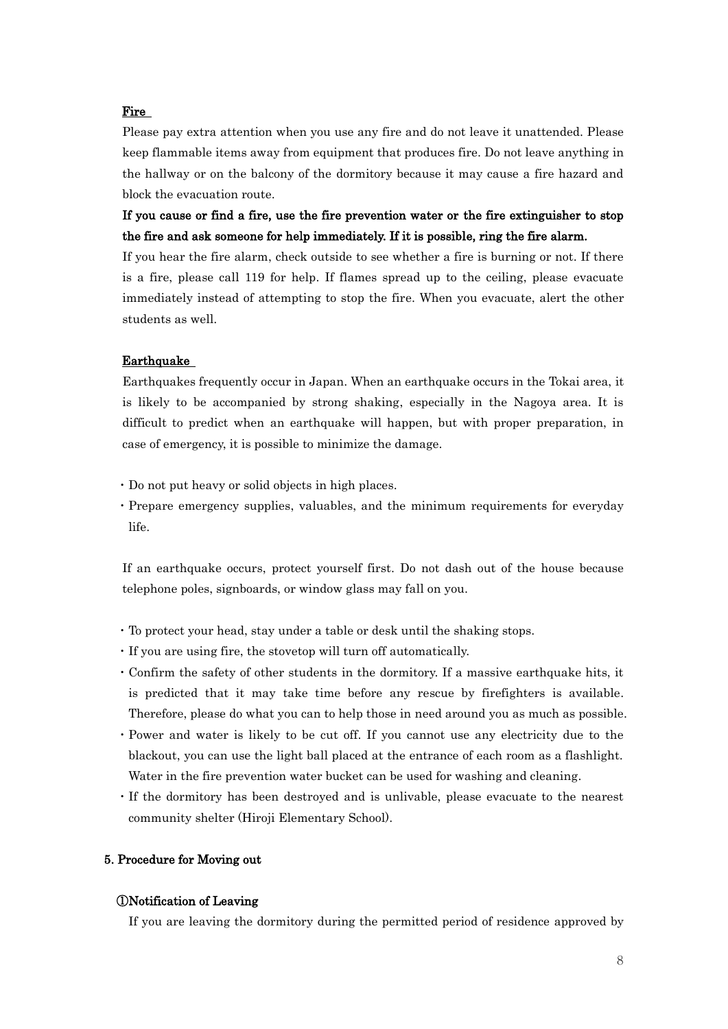**Fire**

Please pay extra attention when you use any fire and do not leave it unattended. Please keep flammable items away from equipment that produces fire. Do not leave anything in the hallway or on the balcony of the dormitory because it may cause a fire hazard and block the evacuation route.

**If you cause or find a fire, use the fire prevention water or the fire extinguisher to stop the fire and ask someone for help immediately. If it is possible, ring the fire alarm.**

If you hear the fire alarm, check outside to see whether a fire is burning or not. If there is a fire, please call 119 for help. If flames spread up to the ceiling, please evacuate immediately instead of attempting to stop the fire. When you evacuate, alert the other students as well.

**Earthquake**

Earthquakes frequently occur in Japan. When an earthquake occurs in the Tokai area, it is likely to be accompanied by strong shaking, especially in the Nagoya area. It is difficult to predict when an earthquake will happen, but with proper preparation, in case of emergency, it is possible to minimize the damage.

- Do not put heavy or solid objects in high places.
- Prepare emergency supplies, valuables, and the minimum requirements for everyday life.

If an earthquake occurs, protect yourself first. Do not dash out of the house because telephone poles, signboards, or window glass may fall on you.

- To protect your head, stay under a table or desk until the shaking stops.
- If you are using fire, the stovetop will turn off automatically.
- Confirm the safety of other students in the dormitory. If a massive earthquake hits, it is predicted that it may take time before any rescue by firefighters is available. Therefore, please do what you can to help those in need around you as much as possible.
- Power and water is likely to be cut off. If you cannot use any electricity due to the blackout, you can use the light ball placed at the entrance of each room as a flashlight. Water in the fire prevention water bucket can be used for washing and cleaning.
- If the dormitory has been destroyed and is unlivable, please evacuate to the nearest community shelter (Hiroji Elementary School).

## 5. Procedure for Moving out

### ①Notification of Leaving

If you are leaving the dormitory during the permitted period of residence approved by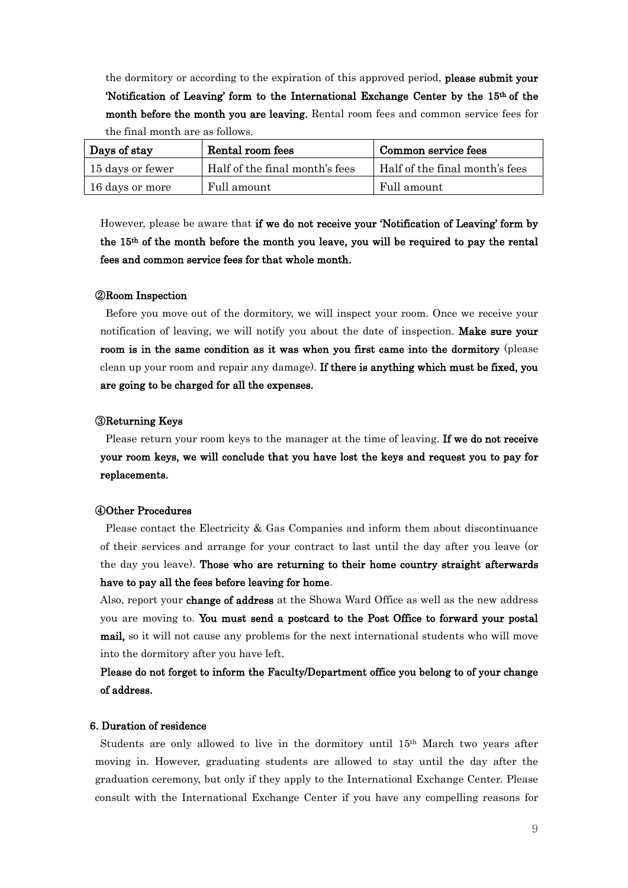the dormitory or according to the expiration of this approved period, **please submit your 'Notification of Leaving' form to the International Exchange Center by the 15th of the month before the month you are leaving.** Rental room fees and common service fees for the final month are as follows.

| Days of stay | Rental room fees | Common service fees |
| --- | --- | --- |
| 15 days or fewer | Half of the final month's fees | Half of the final month's fees |
| 16 days or more | Full amount | Full amount |

However, please be aware that **if we do not receive your 'Notification of Leaving' form by the 15th of the month before the month you leave, you will be required to pay the rental fees and common service fees for that whole month.**

**②Room Inspection**

Before you move out of the dormitory, we will inspect your room. Once we receive your notification of leaving, we will notify you about the date of inspection. **Make sure your room is in the same condition as it was when you first came into the dormitory** (please clean up your room and repair any damage). **If there is anything which must be fixed, you are going to be charged for all the expenses.**

**③Returning Keys**

Please return your room keys to the manager at the time of leaving. **If we do not receive your room keys, we will conclude that you have lost the keys and request you to pay for replacements.**

**④Other Procedures**

Please contact the Electricity & Gas Companies and inform them about discontinuance of their services and arrange for your contract to last until the day after you leave (or the day you leave). **Those who are returning to their home country straight afterwards have to pay all the fees before leaving for home**.

Also, report your **change of address** at the Showa Ward Office as well as the new address you are moving to. **You must send a postcard to the Post Office to forward your postal mail,** so it will not cause any problems for the next international students who will move into the dormitory after you have left.

**Please do not forget to inform the Faculty/Department office you belong to of your change of address.**

**6. Duration of residence**

Students are only allowed to live in the dormitory until 15th March two years after moving in. However, graduating students are allowed to stay until the day after the graduation ceremony, but only if they apply to the International Exchange Center. Please consult with the International Exchange Center if you have any compelling reasons for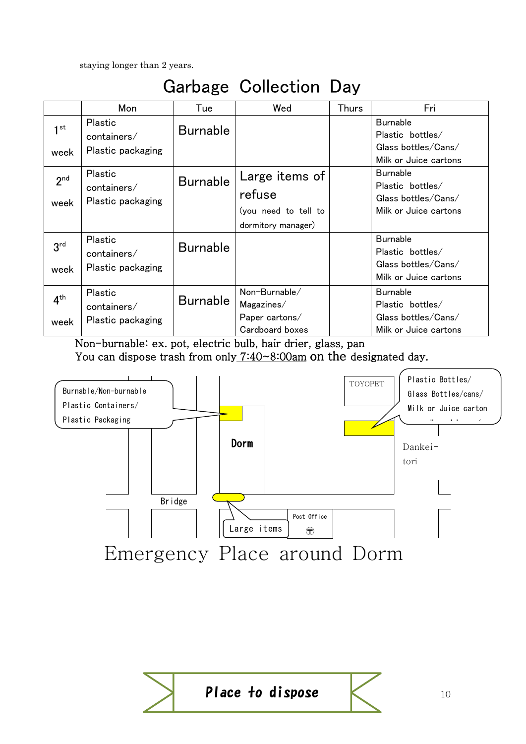staying longer than 2 years.

# Garbage Collection Day

| | Mon | Tue | Wed | Thurs | Fri |
|---|---|---|---|---|---|
| 1st week | Plastic containers/ Plastic packaging | Burnable | | | Burnable Plastic bottles/ Glass bottles/Cans/ Milk or Juice cartons |
| 2nd week | Plastic containers/ Plastic packaging | Burnable | Large items of refuse (you need to tell to dormitory manager) | | Burnable Plastic bottles/ Glass bottles/Cans/ Milk or Juice cartons |
| 3rd week | Plastic containers/ Plastic packaging | Burnable | | | Burnable Plastic bottles/ Glass bottles/Cans/ Milk or Juice cartons |
| 4th week | Plastic containers/ Plastic packaging | Burnable | Non-Burnable/ Magazines/ Paper cartons/ Cardboard boxes | | Burnable Plastic bottles/ Glass bottles/Cans/ Milk or Juice cartons |

Non-burnable: ex. pot, electric bulb, hair drier, glass, pan

You can dispose trash from only 7:40~8:00am on the designated day.

Burnable/Non-burnable
Plastic Containers/
Plastic Packaging

TOYOPET

Plastic Bottles/
Glass Bottles/cans/
Milk or Juice carton

Dorm

Dankei-tori

Bridge

Large items

Post Office

Emergency Place around Dorm

**Place to dispose**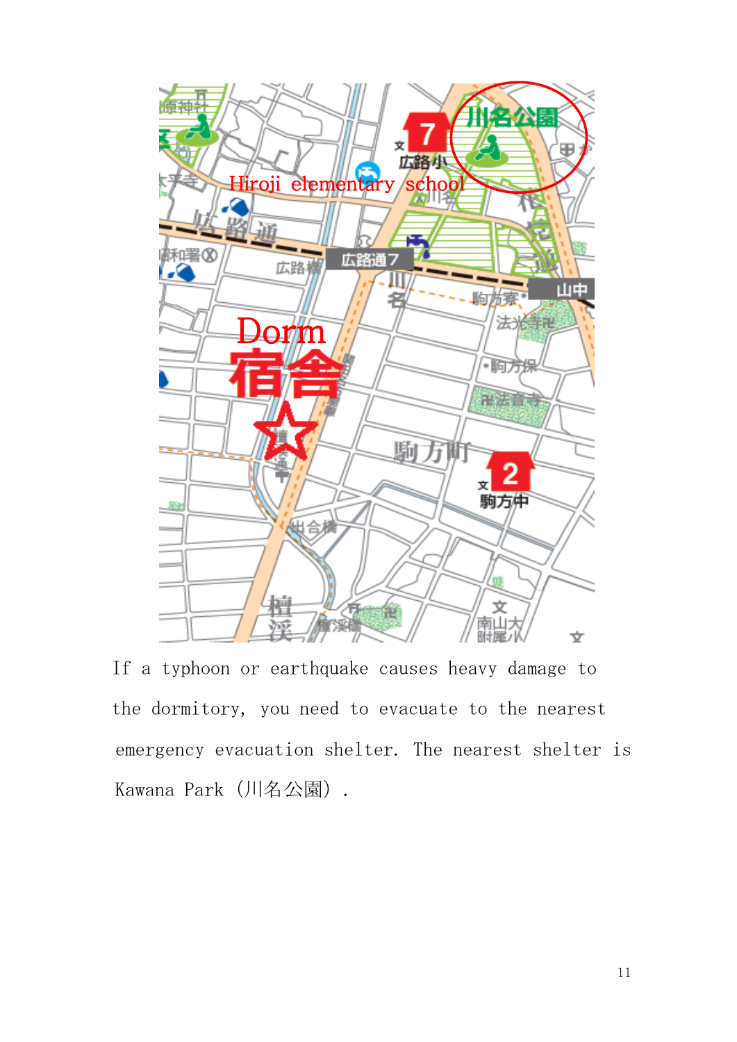If a typhoon or earthquake causes heavy damage to the dormitory, you need to evacuate to the nearest emergency evacuation shelter. The nearest shelter is Kawana Park (川名公園).